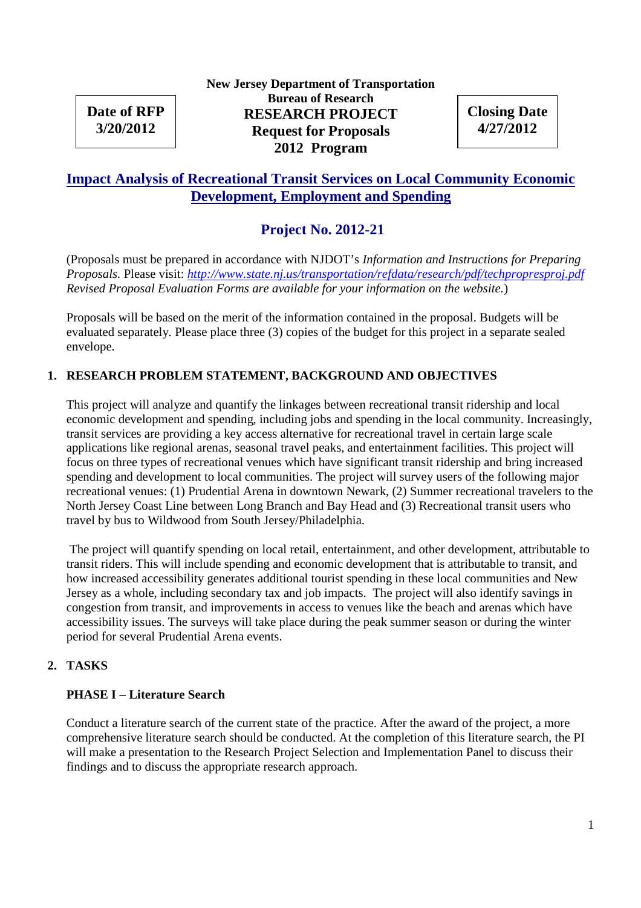**Date of RFP**
**3/20/2012**

**New Jersey Department of Transportation**
**Bureau of Research**
**RESEARCH PROJECT**
**Request for Proposals**
**2012 Program**

**Closing Date**
**4/27/2012**

# Impact Analysis of Recreational Transit Services on Local Community Economic Development, Employment and Spending

## Project No. 2012-21

(Proposals must be prepared in accordance with NJDOT's *Information and Instructions for Preparing Proposals.* Please visit: *http://www.state.nj.us/transportation/refdata/research/pdf/techpropresproj.pdf* *Revised Proposal Evaluation Forms are available for your information on the website.*)

Proposals will be based on the merit of the information contained in the proposal. Budgets will be evaluated separately. Please place three (3) copies of the budget for this project in a separate sealed envelope.

### 1. RESEARCH PROBLEM STATEMENT, BACKGROUND AND OBJECTIVES

This project will analyze and quantify the linkages between recreational transit ridership and local economic development and spending, including jobs and spending in the local community. Increasingly, transit services are providing a key access alternative for recreational travel in certain large scale applications like regional arenas, seasonal travel peaks, and entertainment facilities. This project will focus on three types of recreational venues which have significant transit ridership and bring increased spending and development to local communities. The project will survey users of the following major recreational venues: (1) Prudential Arena in downtown Newark, (2) Summer recreational travelers to the North Jersey Coast Line between Long Branch and Bay Head and (3) Recreational transit users who travel by bus to Wildwood from South Jersey/Philadelphia.

The project will quantify spending on local retail, entertainment, and other development, attributable to transit riders. This will include spending and economic development that is attributable to transit, and how increased accessibility generates additional tourist spending in these local communities and New Jersey as a whole, including secondary tax and job impacts. The project will also identify savings in congestion from transit, and improvements in access to venues like the beach and arenas which have accessibility issues. The surveys will take place during the peak summer season or during the winter period for several Prudential Arena events.

### 2. TASKS

#### PHASE I – Literature Search

Conduct a literature search of the current state of the practice. After the award of the project, a more comprehensive literature search should be conducted. At the completion of this literature search, the PI will make a presentation to the Research Project Selection and Implementation Panel to discuss their findings and to discuss the appropriate research approach.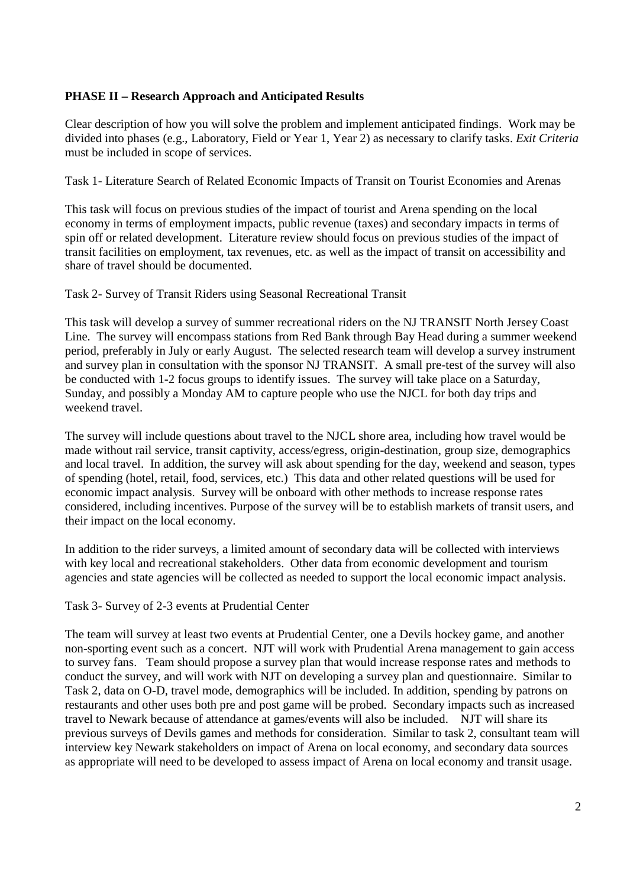**PHASE II – Research Approach and Anticipated Results**

Clear description of how you will solve the problem and implement anticipated findings. Work may be divided into phases (e.g., Laboratory, Field or Year 1, Year 2) as necessary to clarify tasks. *Exit Criteria* must be included in scope of services.

Task 1- Literature Search of Related Economic Impacts of Transit on Tourist Economies and Arenas

This task will focus on previous studies of the impact of tourist and Arena spending on the local economy in terms of employment impacts, public revenue (taxes) and secondary impacts in terms of spin off or related development. Literature review should focus on previous studies of the impact of transit facilities on employment, tax revenues, etc. as well as the impact of transit on accessibility and share of travel should be documented.

Task 2- Survey of Transit Riders using Seasonal Recreational Transit

This task will develop a survey of summer recreational riders on the NJ TRANSIT North Jersey Coast Line. The survey will encompass stations from Red Bank through Bay Head during a summer weekend period, preferably in July or early August. The selected research team will develop a survey instrument and survey plan in consultation with the sponsor NJ TRANSIT. A small pre-test of the survey will also be conducted with 1-2 focus groups to identify issues. The survey will take place on a Saturday, Sunday, and possibly a Monday AM to capture people who use the NJCL for both day trips and weekend travel.

The survey will include questions about travel to the NJCL shore area, including how travel would be made without rail service, transit captivity, access/egress, origin-destination, group size, demographics and local travel. In addition, the survey will ask about spending for the day, weekend and season, types of spending (hotel, retail, food, services, etc.) This data and other related questions will be used for economic impact analysis. Survey will be onboard with other methods to increase response rates considered, including incentives. Purpose of the survey will be to establish markets of transit users, and their impact on the local economy.

In addition to the rider surveys, a limited amount of secondary data will be collected with interviews with key local and recreational stakeholders. Other data from economic development and tourism agencies and state agencies will be collected as needed to support the local economic impact analysis.

Task 3- Survey of 2-3 events at Prudential Center

The team will survey at least two events at Prudential Center, one a Devils hockey game, and another non-sporting event such as a concert. NJT will work with Prudential Arena management to gain access to survey fans. Team should propose a survey plan that would increase response rates and methods to conduct the survey, and will work with NJT on developing a survey plan and questionnaire. Similar to Task 2, data on O-D, travel mode, demographics will be included. In addition, spending by patrons on restaurants and other uses both pre and post game will be probed. Secondary impacts such as increased travel to Newark because of attendance at games/events will also be included. NJT will share its previous surveys of Devils games and methods for consideration. Similar to task 2, consultant team will interview key Newark stakeholders on impact of Arena on local economy, and secondary data sources as appropriate will need to be developed to assess impact of Arena on local economy and transit usage.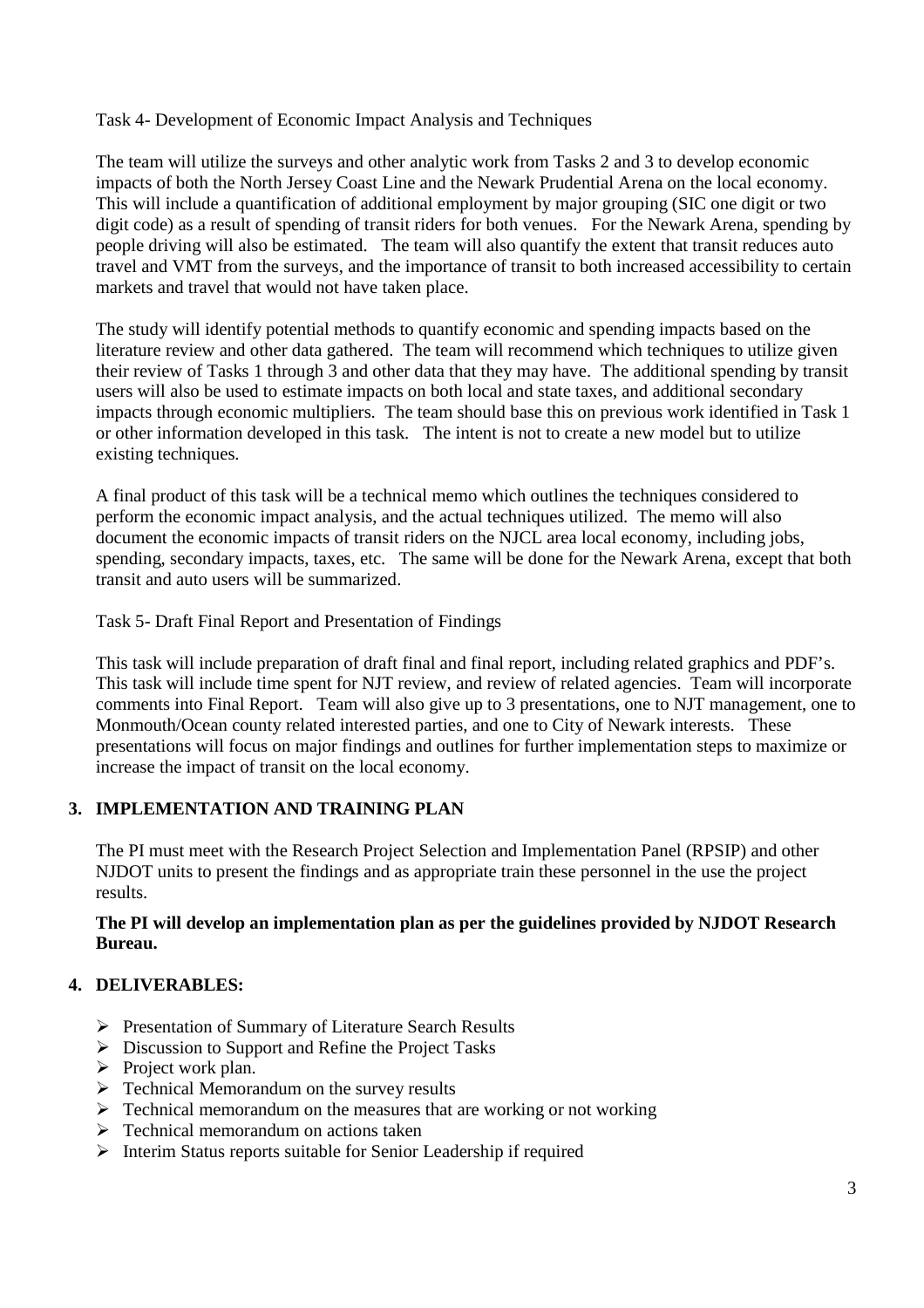Task 4- Development of Economic Impact Analysis and Techniques

The team will utilize the surveys and other analytic work from Tasks 2 and 3 to develop economic impacts of both the North Jersey Coast Line and the Newark Prudential Arena on the local economy. This will include a quantification of additional employment by major grouping (SIC one digit or two digit code) as a result of spending of transit riders for both venues. For the Newark Arena, spending by people driving will also be estimated. The team will also quantify the extent that transit reduces auto travel and VMT from the surveys, and the importance of transit to both increased accessibility to certain markets and travel that would not have taken place.

The study will identify potential methods to quantify economic and spending impacts based on the literature review and other data gathered. The team will recommend which techniques to utilize given their review of Tasks 1 through 3 and other data that they may have. The additional spending by transit users will also be used to estimate impacts on both local and state taxes, and additional secondary impacts through economic multipliers. The team should base this on previous work identified in Task 1 or other information developed in this task. The intent is not to create a new model but to utilize existing techniques.

A final product of this task will be a technical memo which outlines the techniques considered to perform the economic impact analysis, and the actual techniques utilized. The memo will also document the economic impacts of transit riders on the NJCL area local economy, including jobs, spending, secondary impacts, taxes, etc. The same will be done for the Newark Arena, except that both transit and auto users will be summarized.

Task 5- Draft Final Report and Presentation of Findings

This task will include preparation of draft final and final report, including related graphics and PDF's. This task will include time spent for NJT review, and review of related agencies. Team will incorporate comments into Final Report. Team will also give up to 3 presentations, one to NJT management, one to Monmouth/Ocean county related interested parties, and one to City of Newark interests. These presentations will focus on major findings and outlines for further implementation steps to maximize or increase the impact of transit on the local economy.

## 3. IMPLEMENTATION AND TRAINING PLAN

The PI must meet with the Research Project Selection and Implementation Panel (RPSIP) and other NJDOT units to present the findings and as appropriate train these personnel in the use the project results.

**The PI will develop an implementation plan as per the guidelines provided by NJDOT Research Bureau.**

## 4. DELIVERABLES:

- Presentation of Summary of Literature Search Results
- Discussion to Support and Refine the Project Tasks
- Project work plan.
- Technical Memorandum on the survey results
- Technical memorandum on the measures that are working or not working
- Technical memorandum on actions taken
- Interim Status reports suitable for Senior Leadership if required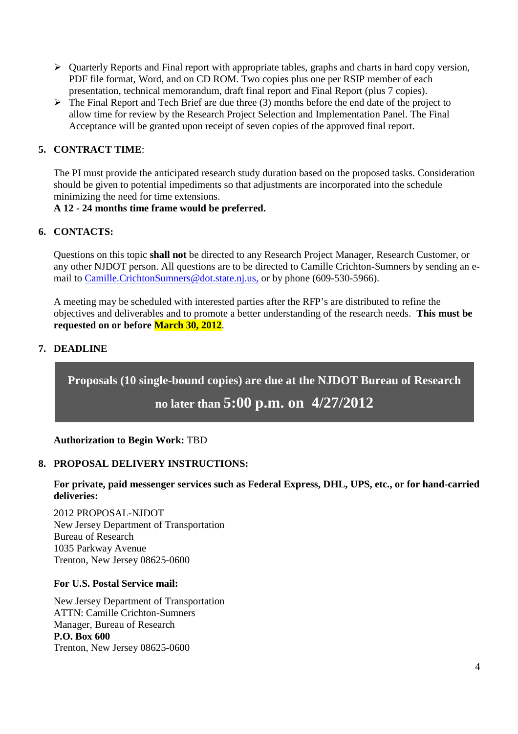- Quarterly Reports and Final report with appropriate tables, graphs and charts in hard copy version, PDF file format, Word, and on CD ROM. Two copies plus one per RSIP member of each presentation, technical memorandum, draft final report and Final Report (plus 7 copies).
- The Final Report and Tech Brief are due three (3) months before the end date of the project to allow time for review by the Research Project Selection and Implementation Panel. The Final Acceptance will be granted upon receipt of seven copies of the approved final report.

## 5. CONTRACT TIME:

The PI must provide the anticipated research study duration based on the proposed tasks. Consideration should be given to potential impediments so that adjustments are incorporated into the schedule minimizing the need for time extensions.

**A 12 - 24 months time frame would be preferred.**

## 6. CONTACTS:

Questions on this topic **shall not** be directed to any Research Project Manager, Research Customer, or any other NJDOT person. All questions are to be directed to Camille Crichton-Sumners by sending an e-mail to Camille.CrichtonSumners@dot.state.nj.us, or by phone (609-530-5966).

A meeting may be scheduled with interested parties after the RFP's are distributed to refine the objectives and deliverables and to promote a better understanding of the research needs. **This must be requested on or before March 30, 2012**.

## 7. DEADLINE

**Proposals (10 single-bound copies) are due at the NJDOT Bureau of Research no later than 5:00 p.m. on 4/27/2012**

**Authorization to Begin Work:** TBD

## 8. PROPOSAL DELIVERY INSTRUCTIONS:

**For private, paid messenger services such as Federal Express, DHL, UPS, etc., or for hand-carried deliveries:**

2012 PROPOSAL-NJDOT
New Jersey Department of Transportation
Bureau of Research
1035 Parkway Avenue
Trenton, New Jersey 08625-0600

**For U.S. Postal Service mail:**

New Jersey Department of Transportation
ATTN: Camille Crichton-Sumners
Manager, Bureau of Research
**P.O. Box 600**
Trenton, New Jersey 08625-0600